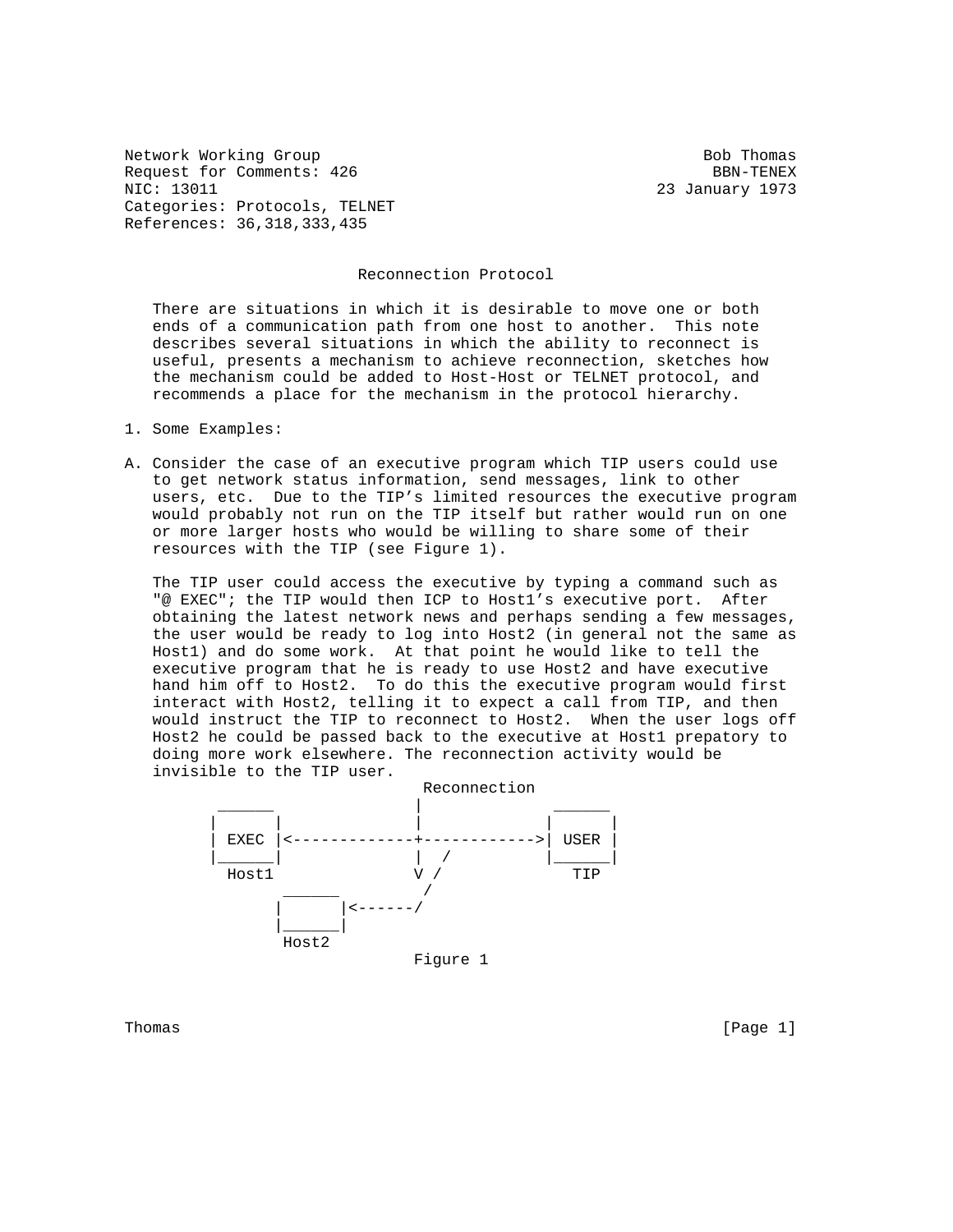Network Working Group                                          Bob Thomas
Request for Comments: 426                                       BBN-TENEX
NIC: 13011                                                23 January 1973
Categories: Protocols, TELNET
References: 36,318,333,435

# Reconnection Protocol

There are situations in which it is desirable to move one or both ends of a communication path from one host to another. This note describes several situations in which the ability to reconnect is useful, presents a mechanism to achieve reconnection, sketches how the mechanism could be added to Host-Host or TELNET protocol, and recommends a place for the mechanism in the protocol hierarchy.

## 1. Some Examples:

A. Consider the case of an executive program which TIP users could use to get network status information, send messages, link to other users, etc. Due to the TIP's limited resources the executive program would probably not run on the TIP itself but rather would run on one or more larger hosts who would be willing to share some of their resources with the TIP (see Figure 1).

The TIP user could access the executive by typing a command such as "@ EXEC"; the TIP would then ICP to Host1's executive port. After obtaining the latest network news and perhaps sending a few messages, the user would be ready to log into Host2 (in general not the same as Host1) and do some work. At that point he would like to tell the executive program that he is ready to use Host2 and have executive hand him off to Host2. To do this the executive program would first interact with Host2, telling it to expect a call from TIP, and then would instruct the TIP to reconnect to Host2. When the user logs off Host2 he could be passed back to the executive at Host1 prepatory to doing more work elsewhere. The reconnection activity would be invisible to the TIP user.

```
                           Reconnection
     ______                |               ______
    |      |               |              |      |
    | EXEC |<--------------+------------->| USER |
    |______|               |  /           |______|
     Host1                 V /              TIP
              ______        /
             |      |<------/
             |______|
              Host2
```

Figure 1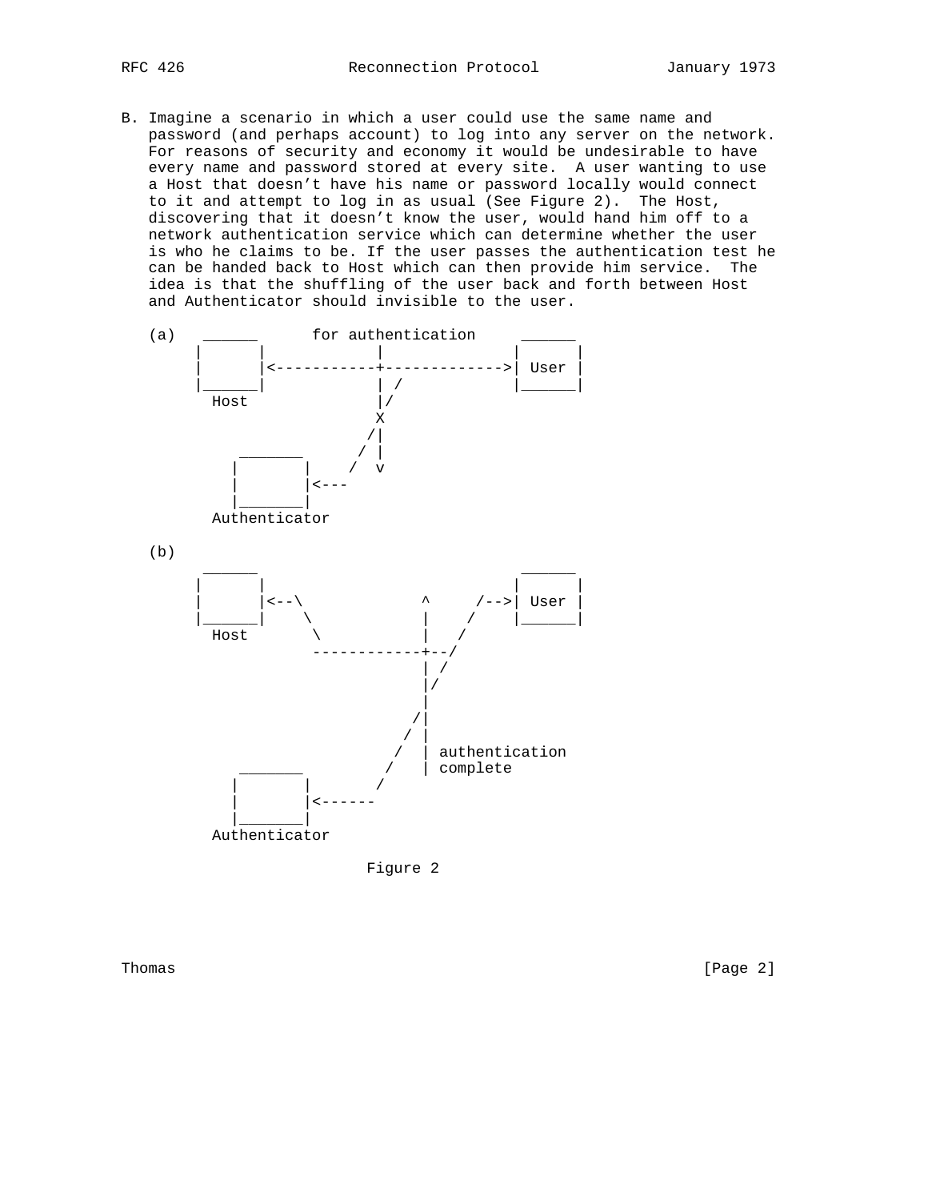B. Imagine a scenario in which a user could use the same name and password (and perhaps account) to log into any server on the network. For reasons of security and economy it would be undesirable to have every name and password stored at every site. A user wanting to use a Host that doesn't have his name or password locally would connect to it and attempt to log in as usual (See Figure 2). The Host, discovering that it doesn't know the user, would hand him off to a network authentication service which can determine whether the user is who he claims to be. If the user passes the authentication test he can be handed back to Host which can then provide him service. The idea is that the shuffling of the user back and forth between Host and Authenticator should invisible to the user.

```
(a)   ______      for authentication     ______
     |      |           |               |      |
     |      |<----------+-------------->| User |
     |______|           | /             |______|
       Host             |/
                        X
                       /|
         _______      / |
        |       |    /  v
        |       |<---
        |_______|
       Authenticator

(b)
      ______                             ______
     |      |                           |      |
     |      |<--\            ^     /--->| User |
     |______|    \           |    /     |______|
       Host       \          |   /
                   ------------+--/
                             | /
                             |/
                             |
                            /|
                           / |
                          /  | authentication
         _______         /   | complete
        |       |       /
        |       |<------
        |_______|
       Authenticator
```

Figure 2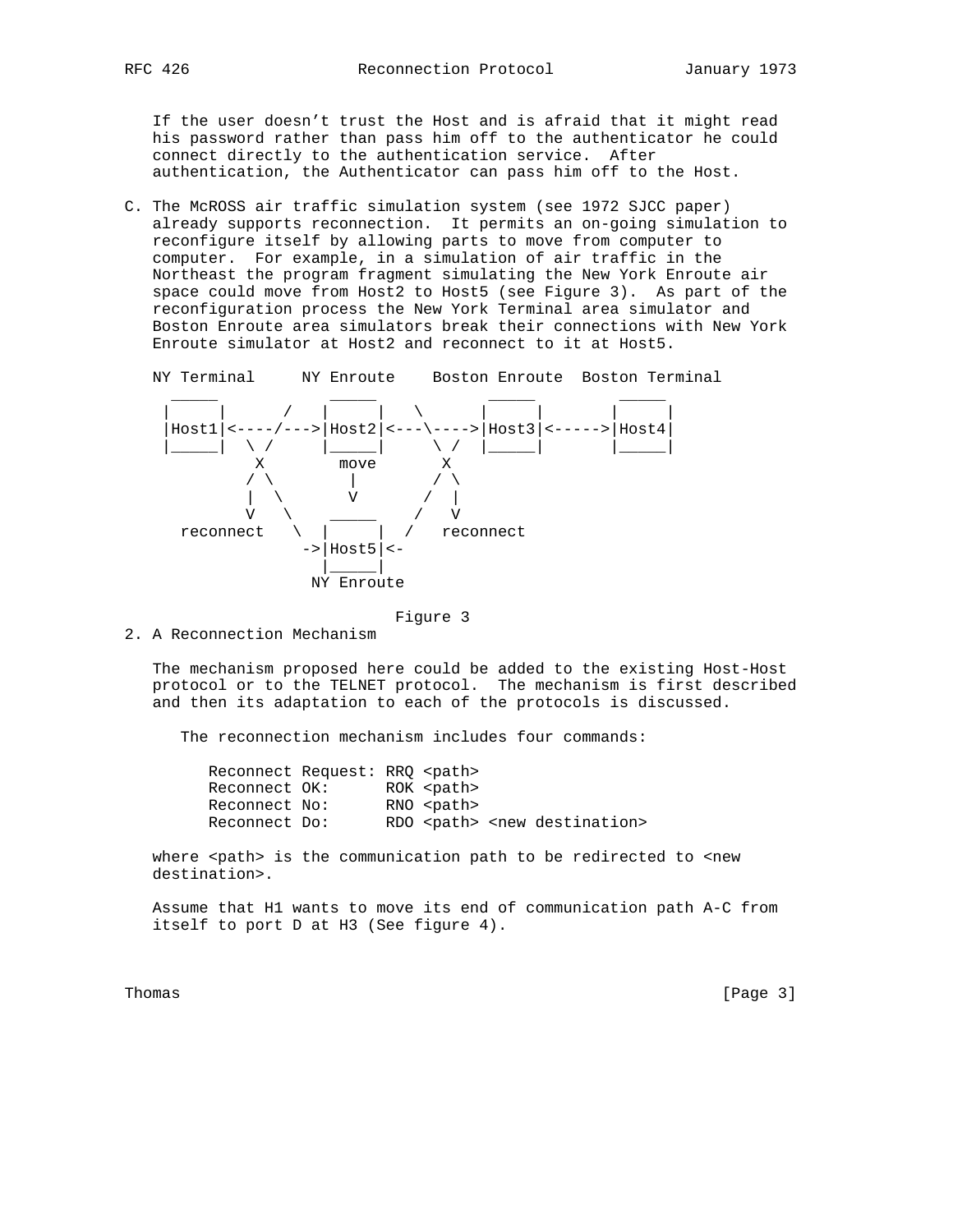If the user doesn't trust the Host and is afraid that it might read his password rather than pass him off to the authenticator he could connect directly to the authentication service. After authentication, the Authenticator can pass him off to the Host.

C. The McROSS air traffic simulation system (see 1972 SJCC paper) already supports reconnection. It permits an on-going simulation to reconfigure itself by allowing parts to move from computer to computer. For example, in a simulation of air traffic in the Northeast the program fragment simulating the New York Enroute air space could move from Host2 to Host5 (see Figure 3). As part of the reconfiguration process the New York Terminal area simulator and Boston Enroute area simulators break their connections with New York Enroute simulator at Host2 and reconnect to it at Host5.

```
NY Terminal     NY Enroute    Boston Enroute  Boston Terminal
  _____          _____          _____          _____
 |     |      /   |     |   \      |     |        |     |
 |Host1|<----/--->|Host2|<---\---->|Host3|<------>|Host4|
 |_____|  \ /     |_____|     \ /  |_____|        |_____|
           X        move       X
          / \        |        / \
          |  \       V       /  |
          V   \    _____    /   V
  reconnect    \  |     |  /   reconnect
                ->|Host5|<-
                  |_____|
                 NY Enroute
```

Figure 3

2. A Reconnection Mechanism

The mechanism proposed here could be added to the existing Host-Host protocol or to the TELNET protocol. The mechanism is first described and then its adaptation to each of the protocols is discussed.

The reconnection mechanism includes four commands:

```
Reconnect Request: RRQ <path>
Reconnect OK:      ROK <path>
Reconnect No:      RNO <path>
Reconnect Do:      RDO <path> <new destination>
```

where <path> is the communication path to be redirected to <new destination>.

Assume that H1 wants to move its end of communication path A-C from itself to port D at H3 (See figure 4).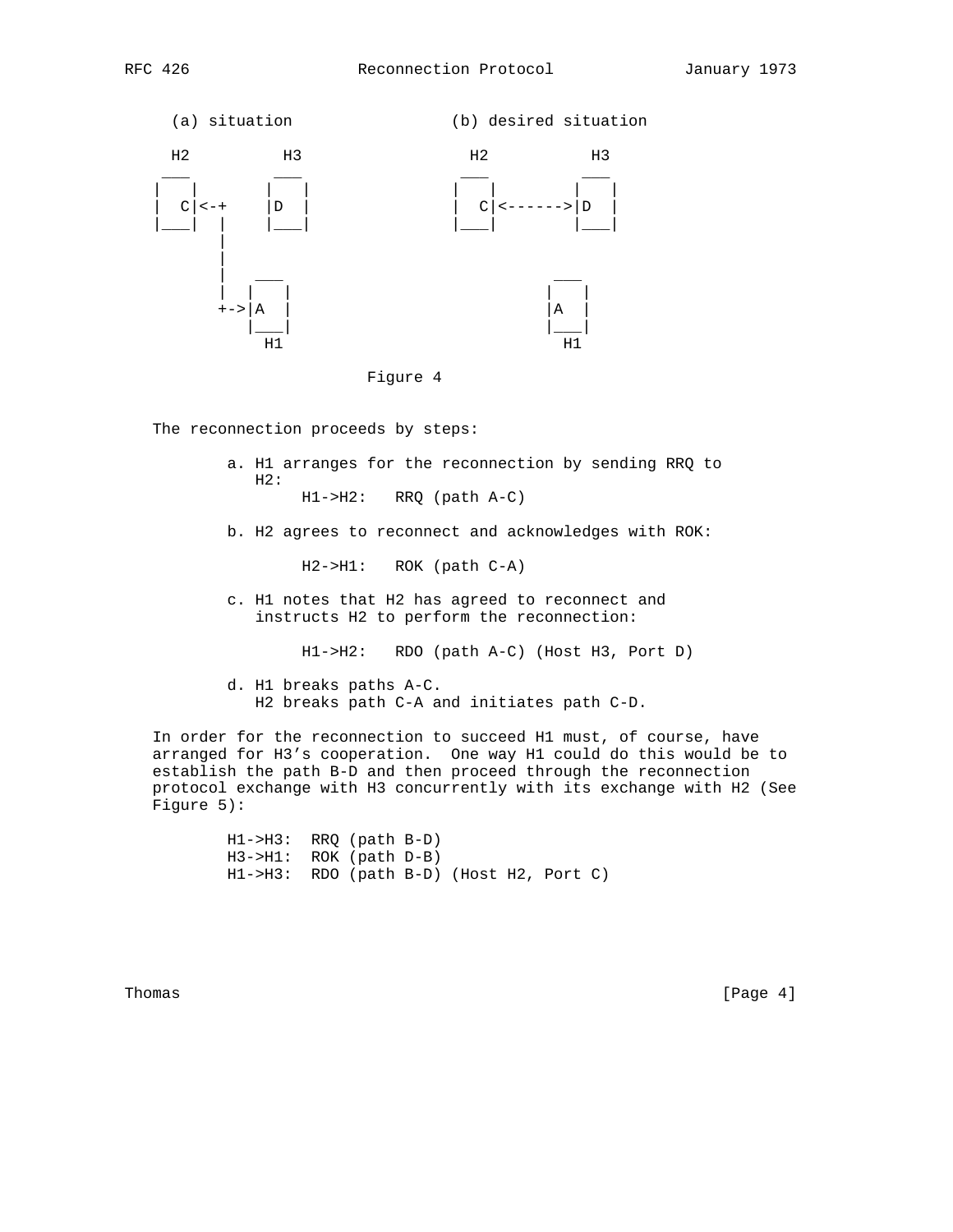```
     (a) situation                (b) desired situation

    H2          H3              H2           H3
   ___         ___             ___          ___
  |   |       |   |           |   |        |   |
  |  C|<-+    |D  |           |  C|<------>|D  |
  |___|  |    |___|           |___|        |___|
         |
         |
         |    ___                          ___
         |   |   |                        |   |
         +->|A  |                        |A  |
            |___|                        |___|
              H1                           H1
```

Figure 4

The reconnection proceeds by steps:

a. H1 arranges for the reconnection by sending RRQ to H2:

```
H1->H2:   RRQ (path A-C)
```

b. H2 agrees to reconnect and acknowledges with ROK:

```
H2->H1:   ROK (path C-A)
```

c. H1 notes that H2 has agreed to reconnect and instructs H2 to perform the reconnection:

```
H1->H2:   RDO (path A-C) (Host H3, Port D)
```

d. H1 breaks paths A-C.
   H2 breaks path C-A and initiates path C-D.

In order for the reconnection to succeed H1 must, of course, have arranged for H3's cooperation. One way H1 could do this would be to establish the path B-D and then proceed through the reconnection protocol exchange with H3 concurrently with its exchange with H2 (See Figure 5):

```
H1->H3:  RRQ (path B-D)
H3->H1:  ROK (path D-B)
H1->H3:  RDO (path B-D) (Host H2, Port C)
```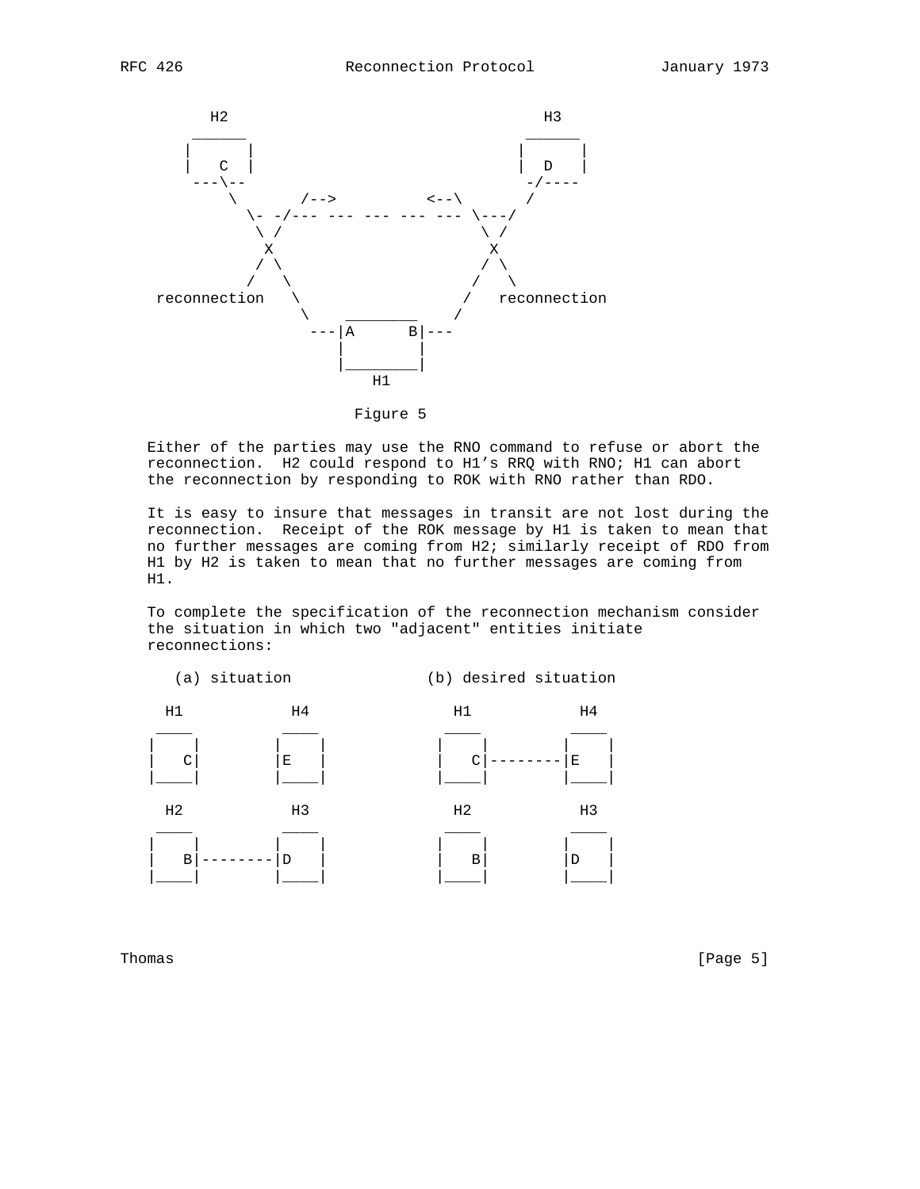```
       H2                                         H3
     ______                                     ______
    |      |                                   |      |
    |   C  |                                   |  D   |
     ---\--                                     -/----
         \       /-->          <--\        /
          \- -/--- --- --- --- --- \---/
           \ /                      \ /
            X                        X
           / \                      / \
          /   \                    /   \
 reconnection   \                  /   reconnection
                 \   ________     /
                ---|A      B|---
                   |        |
                   |________|
                       H1
```

Figure 5

Either of the parties may use the RNO command to refuse or abort the reconnection. H2 could respond to H1's RRQ with RNO; H1 can abort the reconnection by responding to ROK with RNO rather than RDO.

It is easy to insure that messages in transit are not lost during the reconnection. Receipt of the ROK message by H1 is taken to mean that no further messages are coming from H2; similarly receipt of RDO from H1 by H2 is taken to mean that no further messages are coming from H1.

To complete the specification of the reconnection mechanism consider the situation in which two "adjacent" entities initiate reconnections:

```
    (a) situation              (b) desired situation

  H1          H4                 H1          H4
 ____        ____               ____        ____
|    |      |    |             |    |      |    |
|   C|      |E   |             |   C|------|E   |
|____|      |____|             |____|      |____|

  H2          H3                 H2          H3
 ____        ____               ____        ____
|    |      |    |             |    |      |    |
|   B|------|D   |             |   B|      |D   |
|____|      |____|             |____|      |____|
```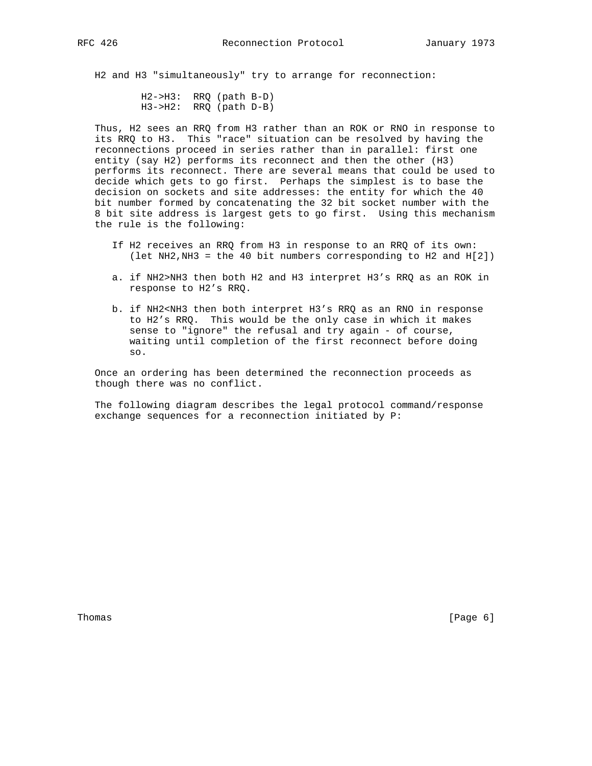H2 and H3 "simultaneously" try to arrange for reconnection:

```
H2->H3:  RRQ (path B-D)
H3->H2:  RRQ (path D-B)
```

Thus, H2 sees an RRQ from H3 rather than an ROK or RNO in response to its RRQ to H3. This "race" situation can be resolved by having the reconnections proceed in series rather than in parallel: first one entity (say H2) performs its reconnect and then the other (H3) performs its reconnect. There are several means that could be used to decide which gets to go first. Perhaps the simplest is to base the decision on sockets and site addresses: the entity for which the 40 bit number formed by concatenating the 32 bit socket number with the 8 bit site address is largest gets to go first. Using this mechanism the rule is the following:

If H2 receives an RRQ from H3 in response to an RRQ of its own: (let NH2,NH3 = the 40 bit numbers corresponding to H2 and H[2])

a. if NH2>NH3 then both H2 and H3 interpret H3's RRQ as an ROK in response to H2's RRQ.

b. if NH2<NH3 then both interpret H3's RRQ as an RNO in response to H2's RRQ. This would be the only case in which it makes sense to "ignore" the refusal and try again - of course, waiting until completion of the first reconnect before doing so.

Once an ordering has been determined the reconnection proceeds as though there was no conflict.

The following diagram describes the legal protocol command/response exchange sequences for a reconnection initiated by P: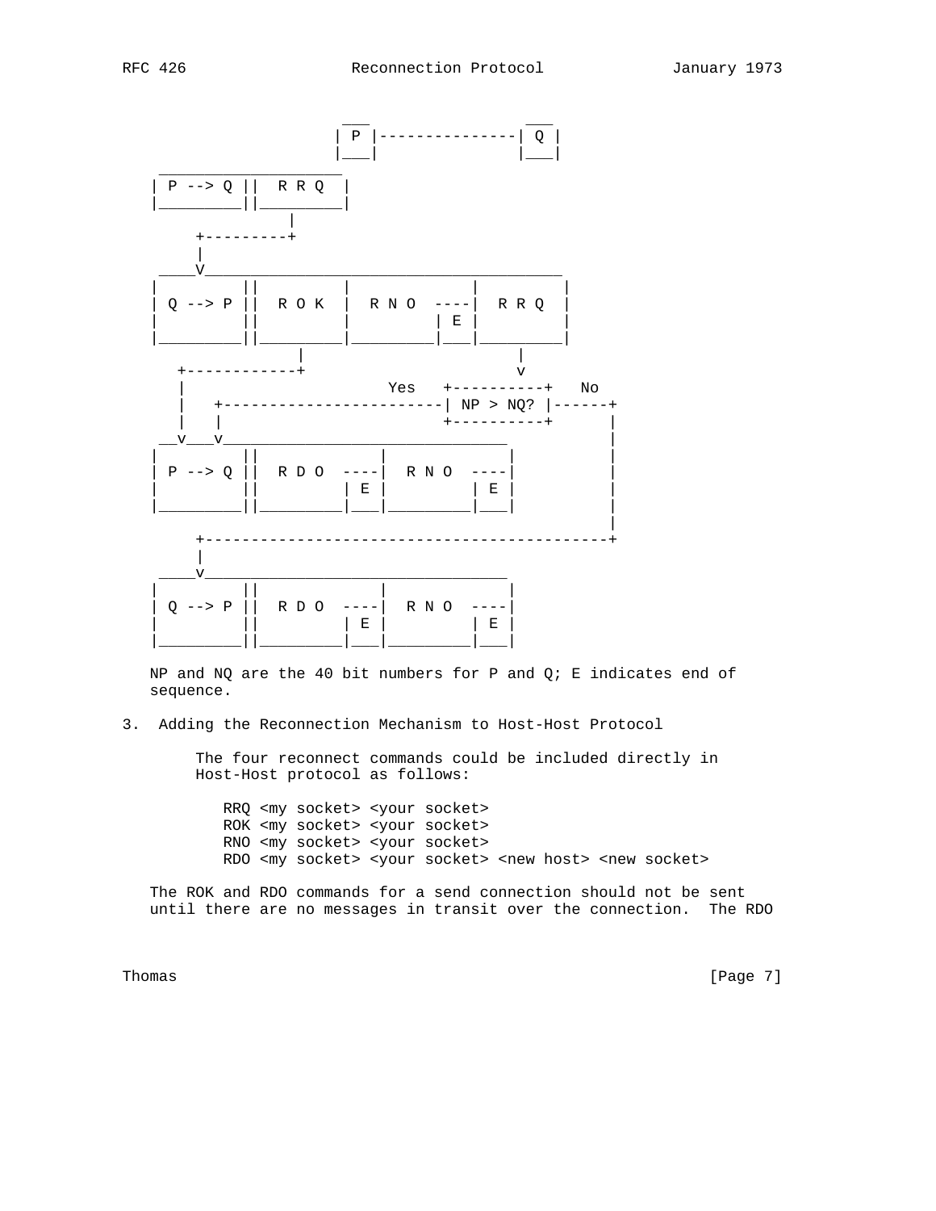```
                       ___              ___
                      | P |------------| Q |
                      |___|            |___|
     ____________________
    | P --> Q ||  R R Q  |
    |_________||_________|
                   |
       +-----------+
       |
     __V_________________________________________
    |         ||         |         |         |
    | Q --> P ||  R O K  |  R N O  ----|  R R Q  |
    |         ||         |         | E |         |
    |_________||_________|_________|___|_________|
                   |                    |
       +-----------+                    v
       |                 Yes   +----------+   No
       |   +-------------------| NP > NQ? |------+
       |   |                   +----------+      |
     __v___v_____________________________        |
    |         ||         |         |             |
    | P --> Q ||  R D O  ----|  R N O  ----|     |
    |         ||         | E |         | E |     |
    |_________||_________|___|_________|___|     |
                                                 |
       +-----------------------------------------+
       |
     __v_________________________________
    |         ||         |         |
    | Q --> P ||  R D O  ----|  R N O  ----|
    |         ||         | E |         | E |
    |_________||_________|___|_________|___|
```

NP and NQ are the 40 bit numbers for P and Q; E indicates end of sequence.

## 3. Adding the Reconnection Mechanism to Host-Host Protocol

The four reconnect commands could be included directly in Host-Host protocol as follows:

```
RRQ <my socket> <your socket>
ROK <my socket> <your socket>
RNO <my socket> <your socket>
RDO <my socket> <your socket> <new host> <new socket>
```

The ROK and RDO commands for a send connection should not be sent until there are no messages in transit over the connection. The RDO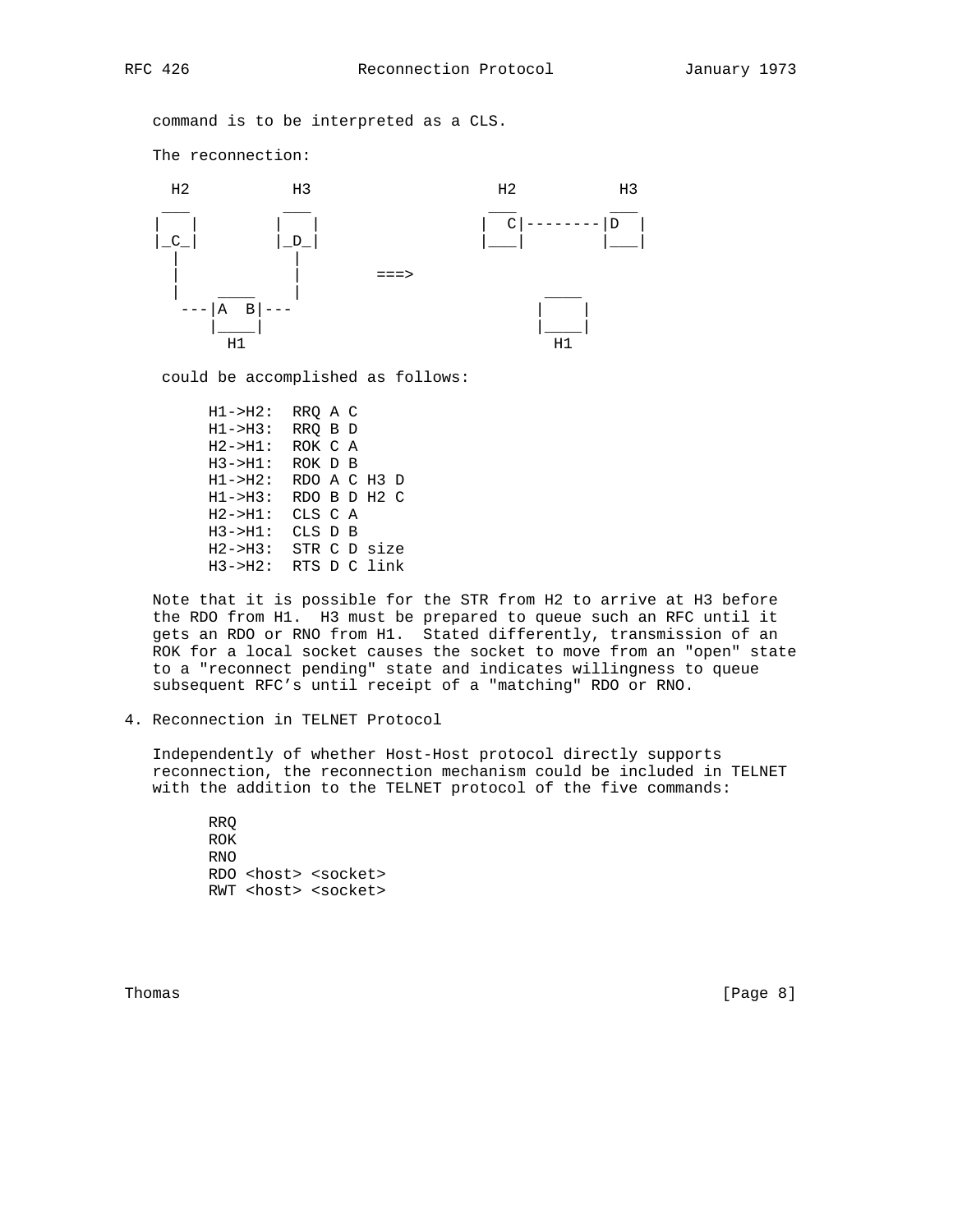command is to be interpreted as a CLS.

The reconnection:

```
  H2          H3                   H2          H3
 ___         ___                  ___         ___
|   |       |   |                |  C|--------|D  |
|_C_|       |_D_|                |___|        |___|
  |           |
  |           |       ===>
  |    ____   |                          ____
   ---|A  B|---                         |    |
      |____|                            |____|
        H1                                H1
```

could be accomplished as follows:

```
H1->H2:  RRQ A C
H1->H3:  RRQ B D
H2->H1:  ROK C A
H3->H1:  ROK D B
H1->H2:  RDO A C H3 D
H1->H3:  RDO B D H2 C
H2->H1:  CLS C A
H3->H1:  CLS D B
H2->H3:  STR C D size
H3->H2:  RTS D C link
```

Note that it is possible for the STR from H2 to arrive at H3 before the RDO from H1. H3 must be prepared to queue such an RFC until it gets an RDO or RNO from H1. Stated differently, transmission of an ROK for a local socket causes the socket to move from an "open" state to a "reconnect pending" state and indicates willingness to queue subsequent RFC's until receipt of a "matching" RDO or RNO.

## 4. Reconnection in TELNET Protocol

Independently of whether Host-Host protocol directly supports reconnection, the reconnection mechanism could be included in TELNET with the addition to the TELNET protocol of the five commands:

```
RRQ
ROK
RNO
RDO <host> <socket>
RWT <host> <socket>
```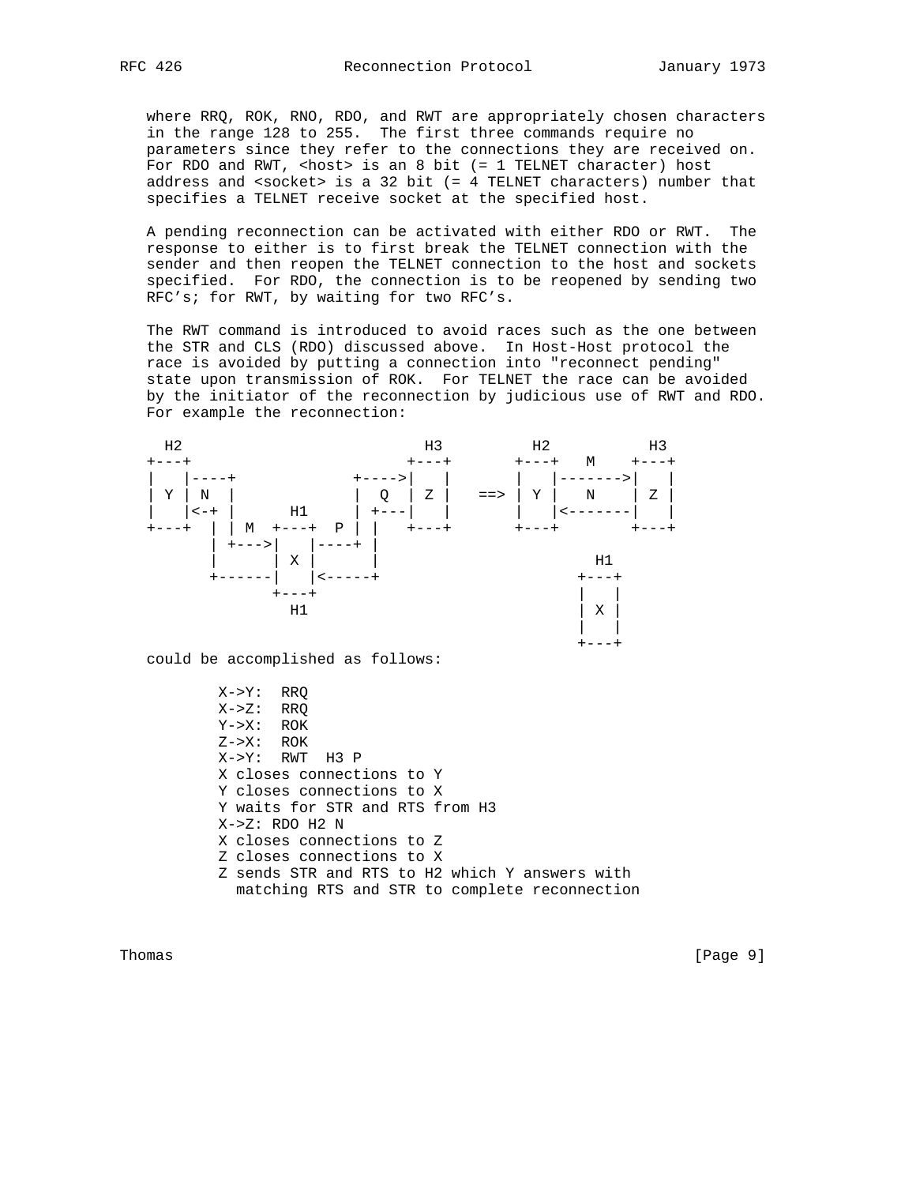where RRQ, ROK, RNO, RDO, and RWT are appropriately chosen characters in the range 128 to 255. The first three commands require no parameters since they refer to the connections they are received on. For RDO and RWT, <host> is an 8 bit (= 1 TELNET character) host address and <socket> is a 32 bit (= 4 TELNET characters) number that specifies a TELNET receive socket at the specified host.

A pending reconnection can be activated with either RDO or RWT. The response to either is to first break the TELNET connection with the sender and then reopen the TELNET connection to the host and sockets specified. For RDO, the connection is to be reopened by sending two RFC's; for RWT, by waiting for two RFC's.

The RWT command is introduced to avoid races such as the one between the STR and CLS (RDO) discussed above. In Host-Host protocol the race is avoided by putting a connection into "reconnect pending" state upon transmission of ROK. For TELNET the race can be avoided by the initiator of the reconnection by judicious use of RWT and RDO. For example the reconnection:

```
 H2                          H3         H2          H3
+---+                      +---+      +---+   M    +---+
|   |----+             +---->|   |      |   |------->|   |
| Y | N  |             |  Q  | Z |  ==> | Y |   N    | Z |
|   |<-+ |      H1     | +---|   |      |   |<-------|   |
+---+  | | M  +---+  P | |   +---+      +---+        +---+
       | +--->|   |----+ |
       |      | X |      |                   H1
       +------|   |<-----+                 +---+
              +---+                        |   |
               H1                          | X |
                                           |   |
                                           +---+
```

could be accomplished as follows:

```
X->Y:  RRQ
X->Z:  RRQ
Y->X:  ROK
Z->X:  ROK
X->Y:  RWT  H3 P
X closes connections to Y
Y closes connections to X
Y waits for STR and RTS from H3
X->Z: RDO H2 N
X closes connections to Z
Z closes connections to X
Z sends STR and RTS to H2 which Y answers with
  matching RTS and STR to complete reconnection
```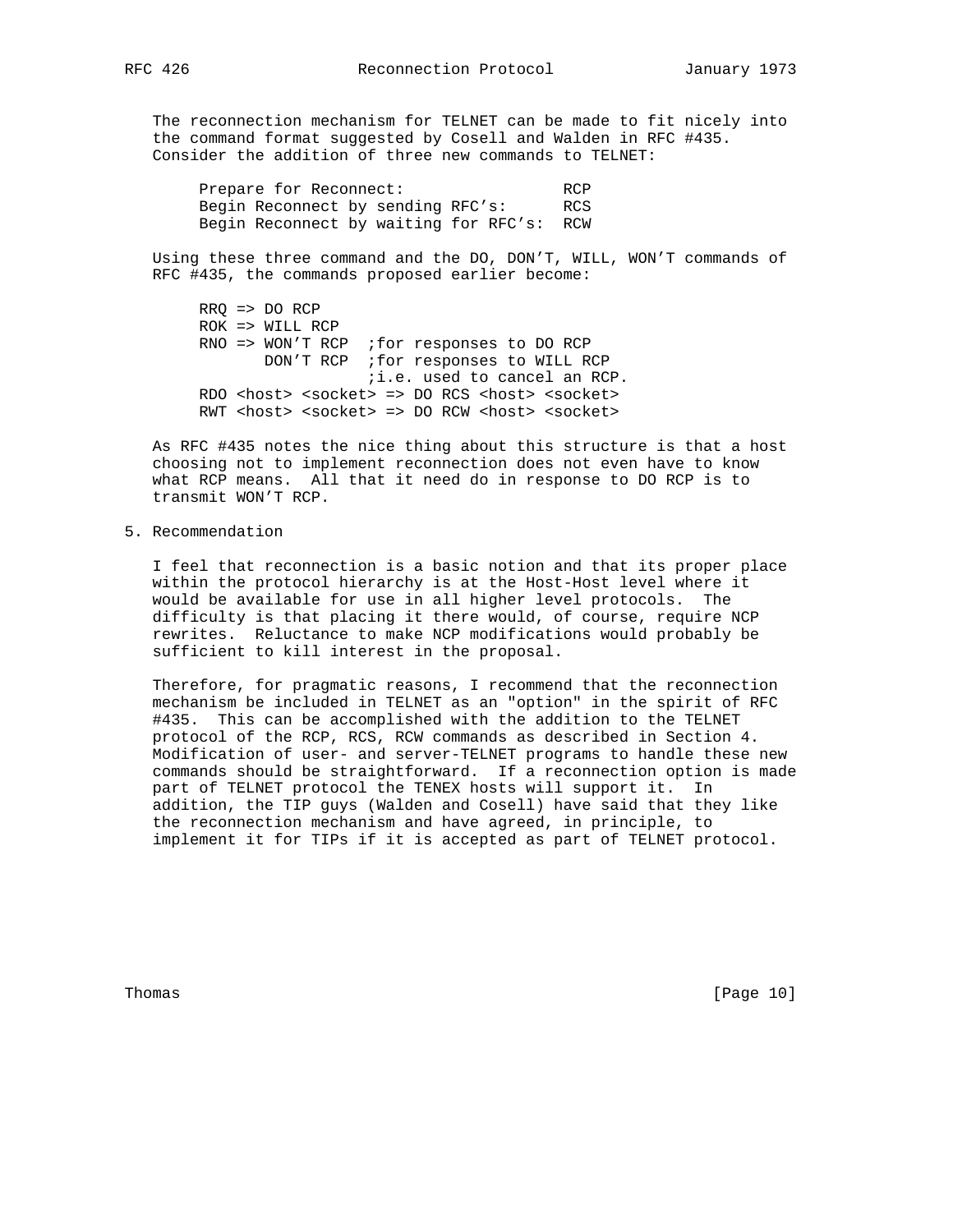The reconnection mechanism for TELNET can be made to fit nicely into the command format suggested by Cosell and Walden in RFC #435. Consider the addition of three new commands to TELNET:

```
Prepare for Reconnect:                RCP
Begin Reconnect by sending RFC's:     RCS
Begin Reconnect by waiting for RFC's: RCW
```

Using these three command and the DO, DON'T, WILL, WON'T commands of RFC #435, the commands proposed earlier become:

```
RRQ => DO RCP
ROK => WILL RCP
RNO => WON'T RCP  ;for responses to DO RCP
       DON'T RCP  ;for responses to WILL RCP
                  ;i.e. used to cancel an RCP.
RDO <host> <socket> => DO RCS <host> <socket>
RWT <host> <socket> => DO RCW <host> <socket>
```

As RFC #435 notes the nice thing about this structure is that a host choosing not to implement reconnection does not even have to know what RCP means. All that it need do in response to DO RCP is to transmit WON'T RCP.

## 5. Recommendation

I feel that reconnection is a basic notion and that its proper place within the protocol hierarchy is at the Host-Host level where it would be available for use in all higher level protocols. The difficulty is that placing it there would, of course, require NCP rewrites. Reluctance to make NCP modifications would probably be sufficient to kill interest in the proposal.

Therefore, for pragmatic reasons, I recommend that the reconnection mechanism be included in TELNET as an "option" in the spirit of RFC #435. This can be accomplished with the addition to the TELNET protocol of the RCP, RCS, RCW commands as described in Section 4. Modification of user- and server-TELNET programs to handle these new commands should be straightforward. If a reconnection option is made part of TELNET protocol the TENEX hosts will support it. In addition, the TIP guys (Walden and Cosell) have said that they like the reconnection mechanism and have agreed, in principle, to implement it for TIPs if it is accepted as part of TELNET protocol.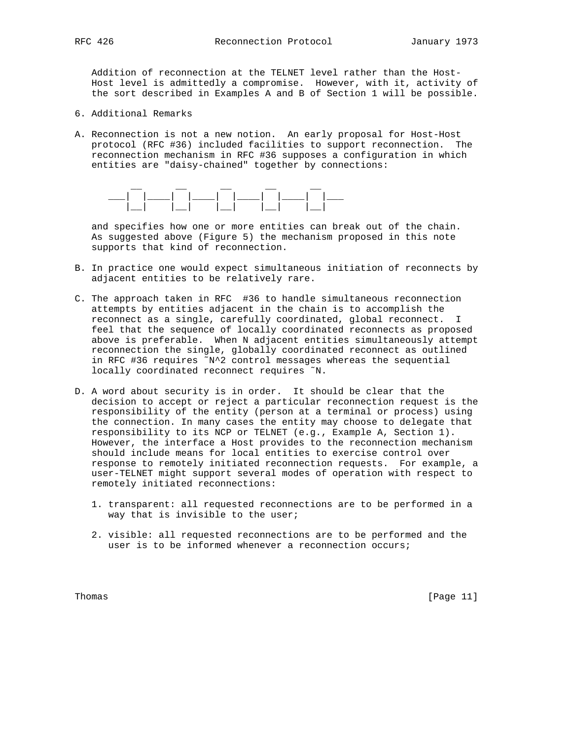Addition of reconnection at the TELNET level rather than the Host-Host level is admittedly a compromise. However, with it, activity of the sort described in Examples A and B of Section 1 will be possible.

## 6. Additional Remarks

A. Reconnection is not a new notion. An early proposal for Host-Host protocol (RFC #36) included facilities to support reconnection. The reconnection mechanism in RFC #36 supposes a configuration in which entities are "daisy-chained" together by connections:

```
        __      __      __      __      __
    ___|  |____|  |____|  |____|  |____|  |___
       |__|    |__|    |__|    |__|    |__|
```

and specifies how one or more entities can break out of the chain. As suggested above (Figure 5) the mechanism proposed in this note supports that kind of reconnection.

B. In practice one would expect simultaneous initiation of reconnects by adjacent entities to be relatively rare.

C. The approach taken in RFC #36 to handle simultaneous reconnection attempts by entities adjacent in the chain is to accomplish the reconnect as a single, carefully coordinated, global reconnect. I feel that the sequence of locally coordinated reconnects as proposed above is preferable. When N adjacent entities simultaneously attempt reconnection the single, globally coordinated reconnect as outlined in RFC #36 requires $\tilde{}N^2$ control messages whereas the sequential locally coordinated reconnect requires ~N.

D. A word about security is in order. It should be clear that the decision to accept or reject a particular reconnection request is the responsibility of the entity (person at a terminal or process) using the connection. In many cases the entity may choose to delegate that responsibility to its NCP or TELNET (e.g., Example A, Section 1). However, the interface a Host provides to the reconnection mechanism should include means for local entities to exercise control over response to remotely initiated reconnection requests. For example, a user-TELNET might support several modes of operation with respect to remotely initiated reconnections:

1. transparent: all requested reconnections are to be performed in a way that is invisible to the user;

2. visible: all requested reconnections are to be performed and the user is to be informed whenever a reconnection occurs;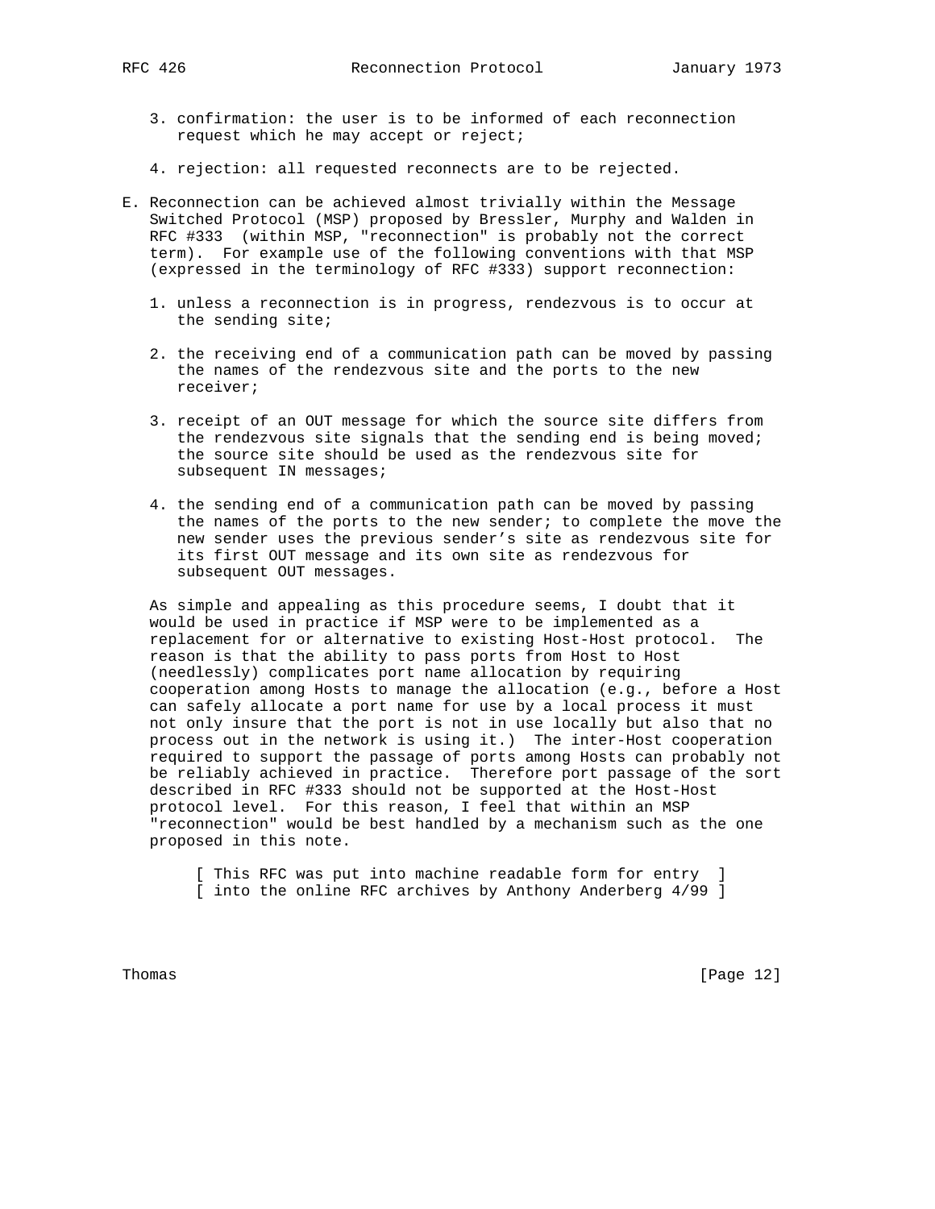3. confirmation: the user is to be informed of each reconnection request which he may accept or reject;

4. rejection: all requested reconnects are to be rejected.

E. Reconnection can be achieved almost trivially within the Message Switched Protocol (MSP) proposed by Bressler, Murphy and Walden in RFC #333 (within MSP, "reconnection" is probably not the correct term). For example use of the following conventions with that MSP (expressed in the terminology of RFC #333) support reconnection:

   1. unless a reconnection is in progress, rendezvous is to occur at the sending site;

   2. the receiving end of a communication path can be moved by passing the names of the rendezvous site and the ports to the new receiver;

   3. receipt of an OUT message for which the source site differs from the rendezvous site signals that the sending end is being moved; the source site should be used as the rendezvous site for subsequent IN messages;

   4. the sending end of a communication path can be moved by passing the names of the ports to the new sender; to complete the move the new sender uses the previous sender's site as rendezvous site for its first OUT message and its own site as rendezvous for subsequent OUT messages.

   As simple and appealing as this procedure seems, I doubt that it would be used in practice if MSP were to be implemented as a replacement for or alternative to existing Host-Host protocol. The reason is that the ability to pass ports from Host to Host (needlessly) complicates port name allocation by requiring cooperation among Hosts to manage the allocation (e.g., before a Host can safely allocate a port name for use by a local process it must not only insure that the port is not in use locally but also that no process out in the network is using it.) The inter-Host cooperation required to support the passage of ports among Hosts can probably not be reliably achieved in practice. Therefore port passage of the sort described in RFC #333 should not be supported at the Host-Host protocol level. For this reason, I feel that within an MSP "reconnection" would be best handled by a mechanism such as the one proposed in this note.

[ This RFC was put into machine readable form for entry ]
[ into the online RFC archives by Anthony Anderberg 4/99 ]